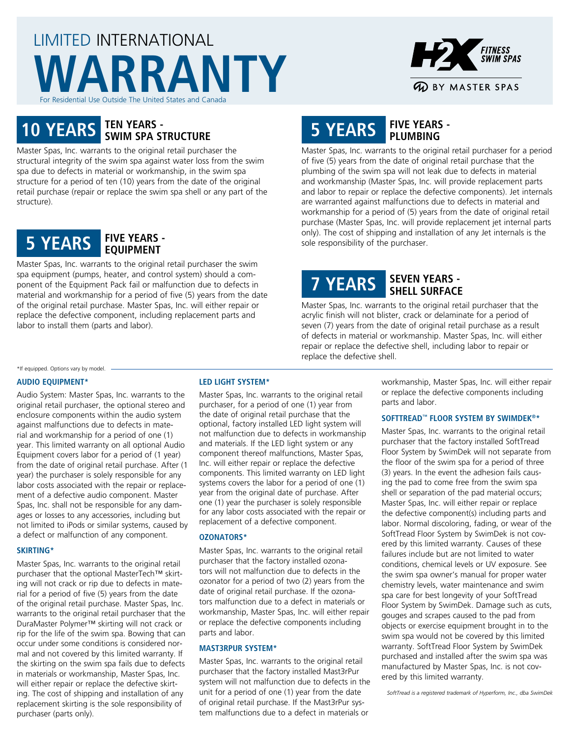# LIMITED INTERNATIONAL WARRANTY

For Residential Use Outside The United States and Canada

H2X FITNESS SWIM SPAS BY MASTER SPAS

## 10 YEARS — TEN YEARS - SWIM SPA STRUCTURE

Master Spas, Inc. warrants to the original retail purchaser the structural integrity of the swim spa against water loss from the swim spa due to defects in material or workmanship, in the swim spa structure for a period of ten (10) years from the date of the original retail purchase (repair or replace the swim spa shell or any part of the structure).

## 5 YEARS — FIVE YEARS - EQUIPMENT

Master Spas, Inc. warrants to the original retail purchaser the swim spa equipment (pumps, heater, and control system) should a component of the Equipment Pack fail or malfunction due to defects in material and workmanship for a period of five (5) years from the date of the original retail purchase. Master Spas, Inc. will either repair or replace the defective component, including replacement parts and labor to install them (parts and labor).

## 5 YEARS — FIVE YEARS - PLUMBING

Master Spas, Inc. warrants to the original retail purchaser for a period of five (5) years from the date of original retail purchase that the plumbing of the swim spa will not leak due to defects in material and workmanship (Master Spas, Inc. will provide replacement parts and labor to repair or replace the defective components). Jet internals are warranted against malfunctions due to defects in material and workmanship for a period of (5) years from the date of original retail purchase (Master Spas, Inc. will provide replacement jet internal parts only). The cost of shipping and installation of any Jet internals is the sole responsibility of the purchaser.

## 7 YEARS — SEVEN YEARS - SHELL SURFACE

Master Spas, Inc. warrants to the original retail purchaser that the acrylic finish will not blister, crack or delaminate for a period of seven (7) years from the date of original retail purchase as a result of defects in material or workmanship. Master Spas, Inc. will either repair or replace the defective shell, including labor to repair or replace the defective shell.

*If equipped. Options vary by model.

### AUDIO EQUIPMENT*

Audio System: Master Spas, Inc. warrants to the original retail purchaser, the optional stereo and enclosure components within the audio system against malfunctions due to defects in material and workmanship for a period of one (1) year. This limited warranty on all optional Audio Equipment covers labor for a period of (1 year) from the date of original retail purchase. After (1 year) the purchaser is solely responsible for any labor costs associated with the repair or replacement of a defective audio component. Master Spas, Inc. shall not be responsible for any damages or losses to any accessories, including but not limited to iPods or similar systems, caused by a defect or malfunction of any component.

### SKIRTING*

Master Spas, Inc. warrants to the original retail purchaser that the optional MasterTech™ skirting will not crack or rip due to defects in material for a period of five (5) years from the date of the original retail purchase. Master Spas, Inc. warrants to the original retail purchaser that the DuraMaster Polymer™ skirting will not crack or rip for the life of the swim spa. Bowing that can occur under some conditions is considered normal and not covered by this limited warranty. If the skirting on the swim spa fails due to defects in materials or workmanship, Master Spas, Inc. will either repair or replace the defective skirting. The cost of shipping and installation of any replacement skirting is the sole responsibility of purchaser (parts only).

### LED LIGHT SYSTEM*

Master Spas, Inc. warrants to the original retail purchaser, for a period of one (1) year from the date of original retail purchase that the optional, factory installed LED light system will not malfunction due to defects in workmanship and materials. If the LED light system or any component thereof malfunctions, Master Spas, Inc. will either repair or replace the defective components. This limited warranty on LED light systems covers the labor for a period of one (1) year from the original date of purchase. After one (1) year the purchaser is solely responsible for any labor costs associated with the repair or replacement of a defective component.

### OZONATORS*

Master Spas, Inc. warrants to the original retail purchaser that the factory installed ozonators will not malfunction due to defects in the ozonator for a period of two (2) years from the date of original retail purchase. If the ozonators malfunction due to a defect in materials or workmanship, Master Spas, Inc. will either repair or replace the defective components including parts and labor.

### MAST3RPUR SYSTEM*

Master Spas, Inc. warrants to the original retail purchaser that the factory installed Mast3rPur system will not malfunction due to defects in the unit for a period of one (1) year from the date of original retail purchase. If the Mast3rPur system malfunctions due to a defect in materials or workmanship, Master Spas, Inc. will either repair or replace the defective components including parts and labor.

### SOFTTREAD™ FLOOR SYSTEM BY SWIMDEK®*

Master Spas, Inc. warrants to the original retail purchaser that the factory installed SoftTread Floor System by SwimDek will not separate from the floor of the swim spa for a period of three (3) years. In the event the adhesion fails causing the pad to come free from the swim spa shell or separation of the pad material occurs; Master Spas, Inc. will either repair or replace the defective component(s) including parts and labor. Normal discoloring, fading, or wear of the SoftTread Floor System by SwimDek is not covered by this limited warranty. Causes of these failures include but are not limited to water conditions, chemical levels or UV exposure. See the swim spa owner's manual for proper water chemistry levels, water maintenance and swim spa care for best longevity of your SoftTread Floor System by SwimDek. Damage such as cuts, gouges and scrapes caused to the pad from objects or exercise equipment brought in to the swim spa would not be covered by this limited warranty. SoftTread Floor System by SwimDek purchased and installed after the swim spa was manufactured by Master Spas, Inc. is not covered by this limited warranty.

*SoftTread is a registered trademark of Hyperform, Inc., dba SwimDek*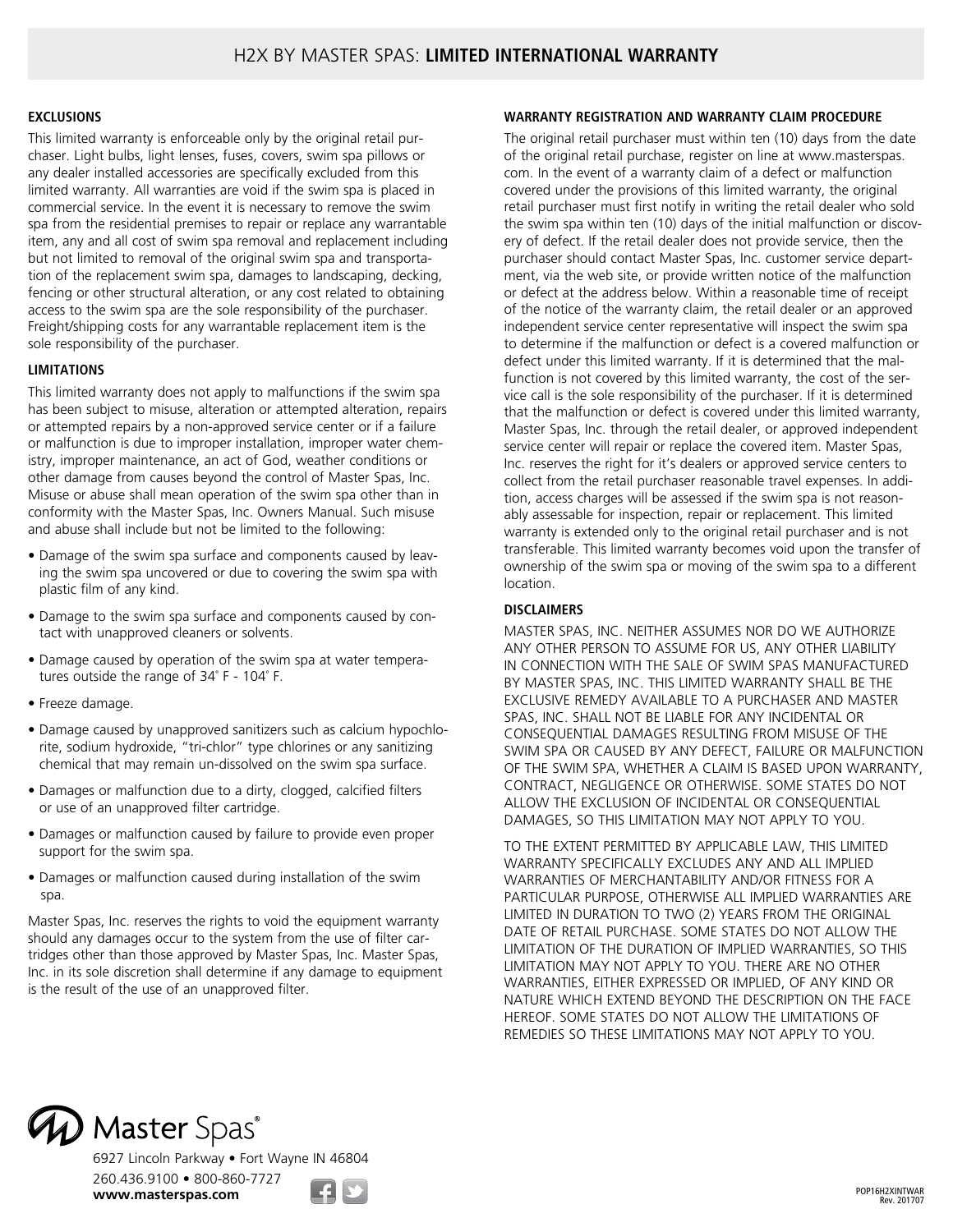# H2X BY MASTER SPAS: **LIMITED INTERNATIONAL WARRANTY**

## EXCLUSIONS

This limited warranty is enforceable only by the original retail purchaser. Light bulbs, light lenses, fuses, covers, swim spa pillows or any dealer installed accessories are specifically excluded from this limited warranty. All warranties are void if the swim spa is placed in commercial service. In the event it is necessary to remove the swim spa from the residential premises to repair or replace any warrantable item, any and all cost of swim spa removal and replacement including but not limited to removal of the original swim spa and transportation of the replacement swim spa, damages to landscaping, decking, fencing or other structural alteration, or any cost related to obtaining access to the swim spa are the sole responsibility of the purchaser. Freight/shipping costs for any warrantable replacement item is the sole responsibility of the purchaser.

## LIMITATIONS

This limited warranty does not apply to malfunctions if the swim spa has been subject to misuse, alteration or attempted alteration, repairs or attempted repairs by a non-approved service center or if a failure or malfunction is due to improper installation, improper water chemistry, improper maintenance, an act of God, weather conditions or other damage from causes beyond the control of Master Spas, Inc. Misuse or abuse shall mean operation of the swim spa other than in conformity with the Master Spas, Inc. Owners Manual. Such misuse and abuse shall include but not be limited to the following:

- Damage of the swim spa surface and components caused by leaving the swim spa uncovered or due to covering the swim spa with plastic film of any kind.
- Damage to the swim spa surface and components caused by contact with unapproved cleaners or solvents.
- Damage caused by operation of the swim spa at water temperatures outside the range of 34˚ F - 104˚ F.
- Freeze damage.
- Damage caused by unapproved sanitizers such as calcium hypochlorite, sodium hydroxide, “tri-chlor” type chlorines or any sanitizing chemical that may remain un-dissolved on the swim spa surface.
- Damages or malfunction due to a dirty, clogged, calcified filters or use of an unapproved filter cartridge.
- Damages or malfunction caused by failure to provide even proper support for the swim spa.
- Damages or malfunction caused during installation of the swim spa.

Master Spas, Inc. reserves the rights to void the equipment warranty should any damages occur to the system from the use of filter cartridges other than those approved by Master Spas, Inc. Master Spas, Inc. in its sole discretion shall determine if any damage to equipment is the result of the use of an unapproved filter.

## WARRANTY REGISTRATION AND WARRANTY CLAIM PROCEDURE

The original retail purchaser must within ten (10) days from the date of the original retail purchase, register on line at www.masterspas.com. In the event of a warranty claim of a defect or malfunction covered under the provisions of this limited warranty, the original retail purchaser must first notify in writing the retail dealer who sold the swim spa within ten (10) days of the initial malfunction or discovery of defect. If the retail dealer does not provide service, then the purchaser should contact Master Spas, Inc. customer service department, via the web site, or provide written notice of the malfunction or defect at the address below. Within a reasonable time of receipt of the notice of the warranty claim, the retail dealer or an approved independent service center representative will inspect the swim spa to determine if the malfunction or defect is a covered malfunction or defect under this limited warranty. If it is determined that the malfunction is not covered by this limited warranty, the cost of the service call is the sole responsibility of the purchaser. If it is determined that the malfunction or defect is covered under this limited warranty, Master Spas, Inc. through the retail dealer, or approved independent service center will repair or replace the covered item. Master Spas, Inc. reserves the right for it’s dealers or approved service centers to collect from the retail purchaser reasonable travel expenses. In addition, access charges will be assessed if the swim spa is not reasonably assessable for inspection, repair or replacement. This limited warranty is extended only to the original retail purchaser and is not transferable. This limited warranty becomes void upon the transfer of ownership of the swim spa or moving of the swim spa to a different location.

## DISCLAIMERS

MASTER SPAS, INC. NEITHER ASSUMES NOR DO WE AUTHORIZE ANY OTHER PERSON TO ASSUME FOR US, ANY OTHER LIABILITY IN CONNECTION WITH THE SALE OF SWIM SPAS MANUFACTURED BY MASTER SPAS, INC. THIS LIMITED WARRANTY SHALL BE THE EXCLUSIVE REMEDY AVAILABLE TO A PURCHASER AND MASTER SPAS, INC. SHALL NOT BE LIABLE FOR ANY INCIDENTAL OR CONSEQUENTIAL DAMAGES RESULTING FROM MISUSE OF THE SWIM SPA OR CAUSED BY ANY DEFECT, FAILURE OR MALFUNCTION OF THE SWIM SPA, WHETHER A CLAIM IS BASED UPON WARRANTY, CONTRACT, NEGLIGENCE OR OTHERWISE. SOME STATES DO NOT ALLOW THE EXCLUSION OF INCIDENTAL OR CONSEQUENTIAL DAMAGES, SO THIS LIMITATION MAY NOT APPLY TO YOU.

TO THE EXTENT PERMITTED BY APPLICABLE LAW, THIS LIMITED WARRANTY SPECIFICALLY EXCLUDES ANY AND ALL IMPLIED WARRANTIES OF MERCHANTABILITY AND/OR FITNESS FOR A PARTICULAR PURPOSE, OTHERWISE ALL IMPLIED WARRANTIES ARE LIMITED IN DURATION TO TWO (2) YEARS FROM THE ORIGINAL DATE OF RETAIL PURCHASE. SOME STATES DO NOT ALLOW THE LIMITATION OF THE DURATION OF IMPLIED WARRANTIES, SO THIS LIMITATION MAY NOT APPLY TO YOU. THERE ARE NO OTHER WARRANTIES, EITHER EXPRESSED OR IMPLIED, OF ANY KIND OR NATURE WHICH EXTEND BEYOND THE DESCRIPTION ON THE FACE HEREOF. SOME STATES DO NOT ALLOW THE LIMITATIONS OF REMEDIES SO THESE LIMITATIONS MAY NOT APPLY TO YOU.

Master Spas®

6927 Lincoln Parkway • Fort Wayne IN 46804

260.436.9100 • 800-860-7727

**www.masterspas.com**

POP16H2XINTWAR
Rev. 201707